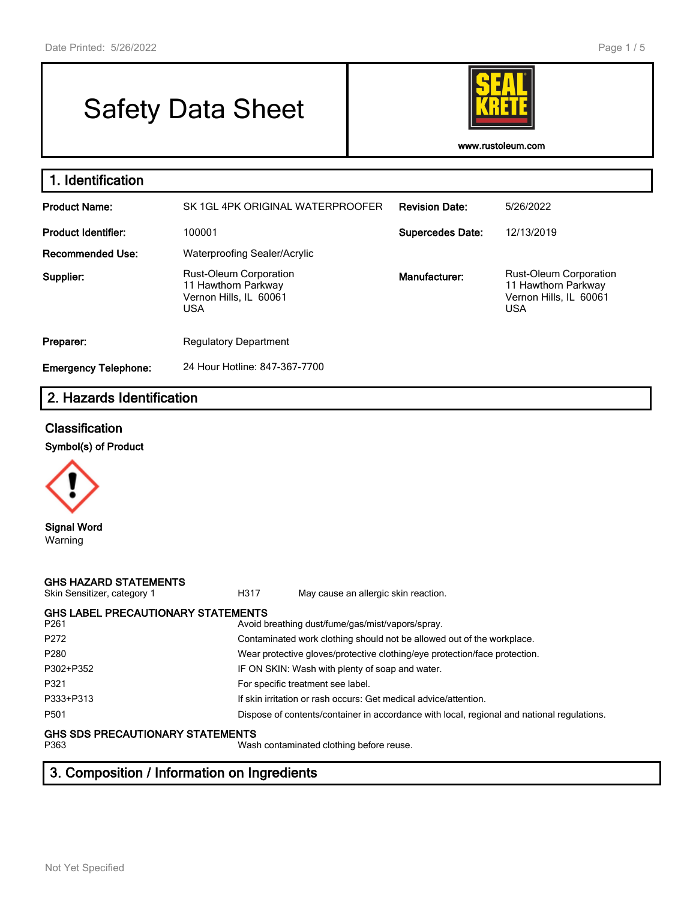# Safety Data Sheet

www.rustoleum.com

## 1. Identification

| | | | |
|---|---|---|---|
| **Product Name:** | SK 1GL 4PK ORIGINAL WATERPROOFER | **Revision Date:** | 5/26/2022 |
| **Product Identifier:** | 100001 | **Supercedes Date:** | 12/13/2019 |
| **Recommended Use:** | Waterproofing Sealer/Acrylic | | |
| **Supplier:** | Rust-Oleum Corporation<br>11 Hawthorn Parkway<br>Vernon Hills, IL 60061<br>USA | **Manufacturer:** | Rust-Oleum Corporation<br>11 Hawthorn Parkway<br>Vernon Hills, IL 60061<br>USA |
| **Preparer:** | Regulatory Department | | |
| **Emergency Telephone:** | 24 Hour Hotline: 847-367-7700 | | |

## 2. Hazards Identification

### Classification

**Symbol(s) of Product**

**Signal Word**
Warning

**GHS HAZARD STATEMENTS**

| | | |
|---|---|---|
| Skin Sensitizer, category 1 | H317 | May cause an allergic skin reaction. |

**GHS LABEL PRECAUTIONARY STATEMENTS**

| | |
|---|---|
| P261 | Avoid breathing dust/fume/gas/mist/vapors/spray. |
| P272 | Contaminated work clothing should not be allowed out of the workplace. |
| P280 | Wear protective gloves/protective clothing/eye protection/face protection. |
| P302+P352 | IF ON SKIN: Wash with plenty of soap and water. |
| P321 | For specific treatment see label. |
| P333+P313 | If skin irritation or rash occurs: Get medical advice/attention. |
| P501 | Dispose of contents/container in accordance with local, regional and national regulations. |

**GHS SDS PRECAUTIONARY STATEMENTS**

| | |
|---|---|
| P363 | Wash contaminated clothing before reuse. |

## 3. Composition / Information on Ingredients

Not Yet Specified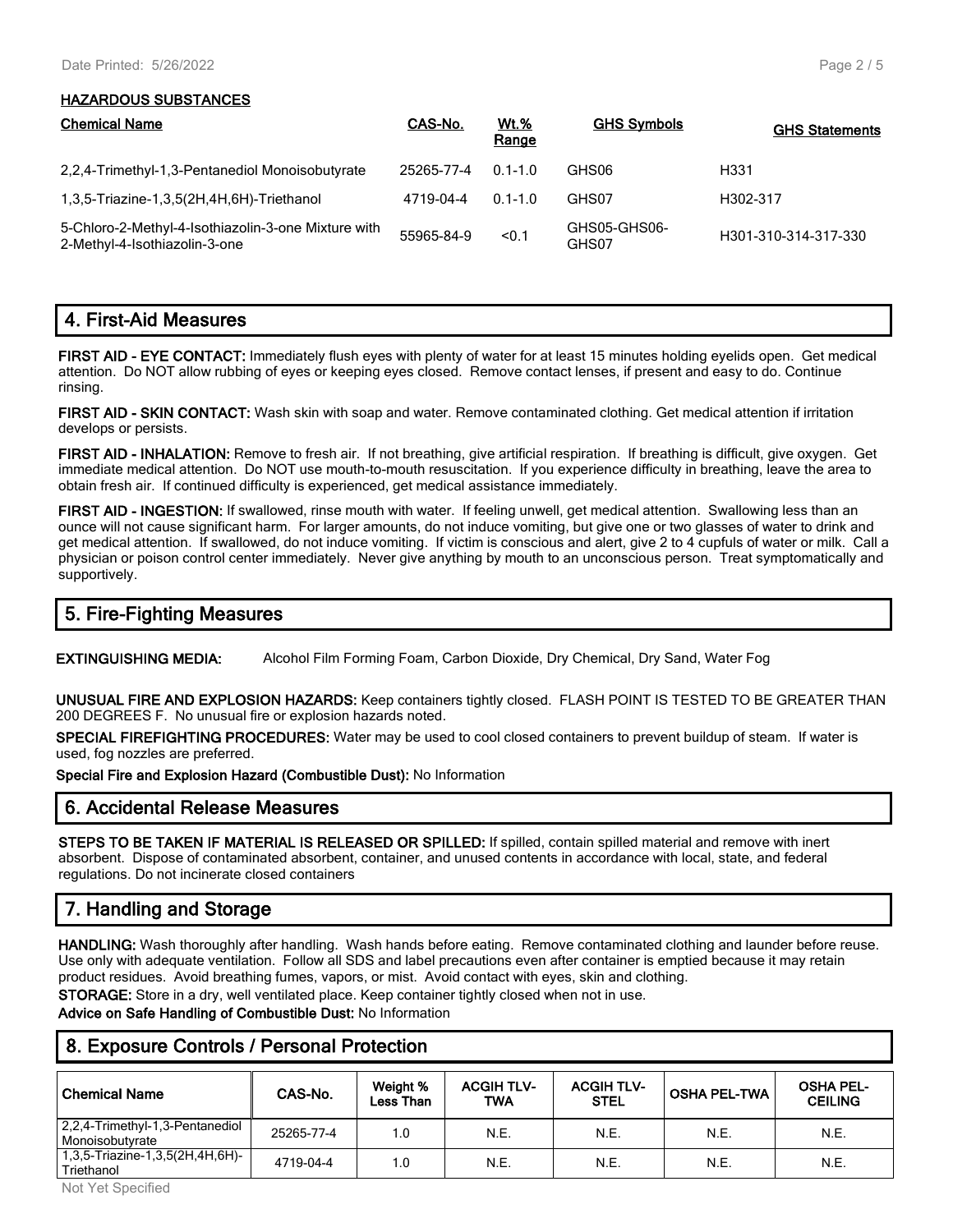**HAZARDOUS SUBSTANCES**

| Chemical Name | CAS-No. | Wt.% Range | GHS Symbols | GHS Statements |
|---|---|---|---|---|
| 2,2,4-Trimethyl-1,3-Pentanediol Monoisobutyrate | 25265-77-4 | 0.1-1.0 | GHS06 | H331 |
| 1,3,5-Triazine-1,3,5(2H,4H,6H)-Triethanol | 4719-04-4 | 0.1-1.0 | GHS07 | H302-317 |
| 5-Chloro-2-Methyl-4-Isothiazolin-3-one Mixture with 2-Methyl-4-Isothiazolin-3-one | 55965-84-9 | <0.1 | GHS05-GHS06-GHS07 | H301-310-314-317-330 |

## 4. First-Aid Measures

**FIRST AID - EYE CONTACT:** Immediately flush eyes with plenty of water for at least 15 minutes holding eyelids open. Get medical attention. Do NOT allow rubbing of eyes or keeping eyes closed. Remove contact lenses, if present and easy to do. Continue rinsing.

**FIRST AID - SKIN CONTACT:** Wash skin with soap and water. Remove contaminated clothing. Get medical attention if irritation develops or persists.

**FIRST AID - INHALATION:** Remove to fresh air. If not breathing, give artificial respiration. If breathing is difficult, give oxygen. Get immediate medical attention. Do NOT use mouth-to-mouth resuscitation. If you experience difficulty in breathing, leave the area to obtain fresh air. If continued difficulty is experienced, get medical assistance immediately.

**FIRST AID - INGESTION:** If swallowed, rinse mouth with water. If feeling unwell, get medical attention. Swallowing less than an ounce will not cause significant harm. For larger amounts, do not induce vomiting, but give one or two glasses of water to drink and get medical attention. If swallowed, do not induce vomiting. If victim is conscious and alert, give 2 to 4 cupfuls of water or milk. Call a physician or poison control center immediately. Never give anything by mouth to an unconscious person. Treat symptomatically and supportively.

## 5. Fire-Fighting Measures

**EXTINGUISHING MEDIA:** Alcohol Film Forming Foam, Carbon Dioxide, Dry Chemical, Dry Sand, Water Fog

**UNUSUAL FIRE AND EXPLOSION HAZARDS:** Keep containers tightly closed. FLASH POINT IS TESTED TO BE GREATER THAN 200 DEGREES F. No unusual fire or explosion hazards noted.

**SPECIAL FIREFIGHTING PROCEDURES:** Water may be used to cool closed containers to prevent buildup of steam. If water is used, fog nozzles are preferred.

**Special Fire and Explosion Hazard (Combustible Dust):** No Information

## 6. Accidental Release Measures

**STEPS TO BE TAKEN IF MATERIAL IS RELEASED OR SPILLED:** If spilled, contain spilled material and remove with inert absorbent. Dispose of contaminated absorbent, container, and unused contents in accordance with local, state, and federal regulations. Do not incinerate closed containers

## 7. Handling and Storage

**HANDLING:** Wash thoroughly after handling. Wash hands before eating. Remove contaminated clothing and launder before reuse. Use only with adequate ventilation. Follow all SDS and label precautions even after container is emptied because it may retain product residues. Avoid breathing fumes, vapors, or mist. Avoid contact with eyes, skin and clothing.

**STORAGE:** Store in a dry, well ventilated place. Keep container tightly closed when not in use.

**Advice on Safe Handling of Combustible Dust:** No Information

## 8. Exposure Controls / Personal Protection

| Chemical Name | CAS-No. | Weight % Less Than | ACGIH TLV-TWA | ACGIH TLV-STEL | OSHA PEL-TWA | OSHA PEL-CEILING |
|---|---|---|---|---|---|---|
| 2,2,4-Trimethyl-1,3-Pentanediol Monoisobutyrate | 25265-77-4 | 1.0 | N.E. | N.E. | N.E. | N.E. |
| 1,3,5-Triazine-1,3,5(2H,4H,6H)-Triethanol | 4719-04-4 | 1.0 | N.E. | N.E. | N.E. | N.E. |

Not Yet Specified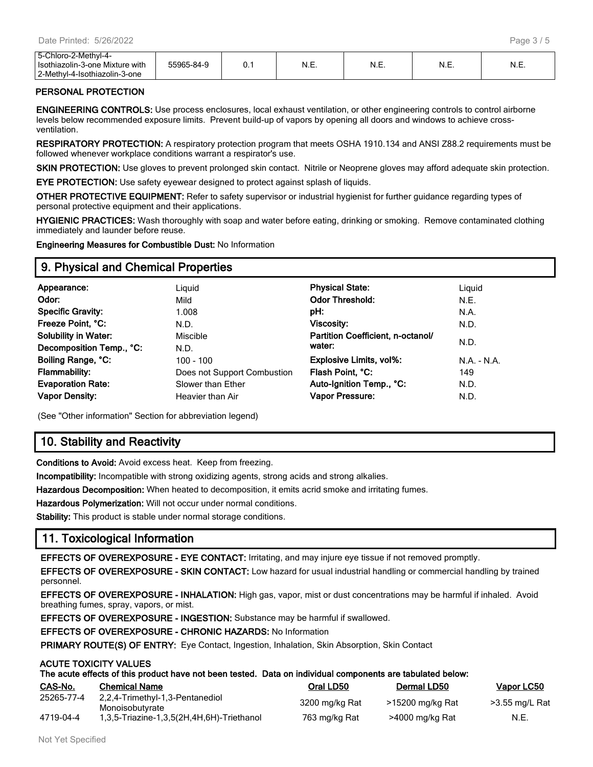| 5-Chloro-2-Methyl-4-Isothiazolin-3-one Mixture with 2-Methyl-4-Isothiazolin-3-one | 55965-84-9 | 0.1 | N.E. | N.E. | N.E. | N.E. |
|---|---|---|---|---|---|---|

**PERSONAL PROTECTION**

**ENGINEERING CONTROLS:** Use process enclosures, local exhaust ventilation, or other engineering controls to control airborne levels below recommended exposure limits. Prevent build-up of vapors by opening all doors and windows to achieve cross-ventilation.

**RESPIRATORY PROTECTION:** A respiratory protection program that meets OSHA 1910.134 and ANSI Z88.2 requirements must be followed whenever workplace conditions warrant a respirator's use.

**SKIN PROTECTION:** Use gloves to prevent prolonged skin contact. Nitrile or Neoprene gloves may afford adequate skin protection.

**EYE PROTECTION:** Use safety eyewear designed to protect against splash of liquids.

**OTHER PROTECTIVE EQUIPMENT:** Refer to safety supervisor or industrial hygienist for further guidance regarding types of personal protective equipment and their applications.

**HYGIENIC PRACTICES:** Wash thoroughly with soap and water before eating, drinking or smoking. Remove contaminated clothing immediately and launder before reuse.

**Engineering Measures for Combustible Dust:** No Information

## 9. Physical and Chemical Properties

| | | | |
|---|---|---|---|
| **Appearance:** | Liquid | **Physical State:** | Liquid |
| **Odor:** | Mild | **Odor Threshold:** | N.E. |
| **Specific Gravity:** | 1.008 | **pH:** | N.A. |
| **Freeze Point, °C:** | N.D. | **Viscosity:** | N.D. |
| **Solubility in Water:** | Miscible | **Partition Coefficient, n-octanol/ water:** | N.D. |
| **Decomposition Temp., °C:** | N.D. | | |
| **Boiling Range, °C:** | 100 - 100 | **Explosive Limits, vol%:** | N.A. - N.A. |
| **Flammability:** | Does not Support Combustion | **Flash Point, °C:** | 149 |
| **Evaporation Rate:** | Slower than Ether | **Auto-Ignition Temp., °C:** | N.D. |
| **Vapor Density:** | Heavier than Air | **Vapor Pressure:** | N.D. |

(See "Other information" Section for abbreviation legend)

## 10. Stability and Reactivity

**Conditions to Avoid:** Avoid excess heat. Keep from freezing.

**Incompatibility:** Incompatible with strong oxidizing agents, strong acids and strong alkalies.

**Hazardous Decomposition:** When heated to decomposition, it emits acrid smoke and irritating fumes.

**Hazardous Polymerization:** Will not occur under normal conditions.

**Stability:** This product is stable under normal storage conditions.

## 11. Toxicological Information

**EFFECTS OF OVEREXPOSURE - EYE CONTACT:** Irritating, and may injure eye tissue if not removed promptly.

**EFFECTS OF OVEREXPOSURE - SKIN CONTACT:** Low hazard for usual industrial handling or commercial handling by trained personnel.

**EFFECTS OF OVEREXPOSURE - INHALATION:** High gas, vapor, mist or dust concentrations may be harmful if inhaled. Avoid breathing fumes, spray, vapors, or mist.

**EFFECTS OF OVEREXPOSURE - INGESTION:** Substance may be harmful if swallowed.

**EFFECTS OF OVEREXPOSURE - CHRONIC HAZARDS:** No Information

**PRIMARY ROUTE(S) OF ENTRY:** Eye Contact, Ingestion, Inhalation, Skin Absorption, Skin Contact

**ACUTE TOXICITY VALUES**

**The acute effects of this product have not been tested. Data on individual components are tabulated below:**

| CAS-No. | Chemical Name | Oral LD50 | Dermal LD50 | Vapor LC50 |
|---|---|---|---|---|
| 25265-77-4 | 2,2,4-Trimethyl-1,3-Pentanediol Monoisobutyrate | 3200 mg/kg Rat | >15200 mg/kg Rat | >3.55 mg/L Rat |
| 4719-04-4 | 1,3,5-Triazine-1,3,5(2H,4H,6H)-Triethanol | 763 mg/kg Rat | >4000 mg/kg Rat | N.E. |

Not Yet Specified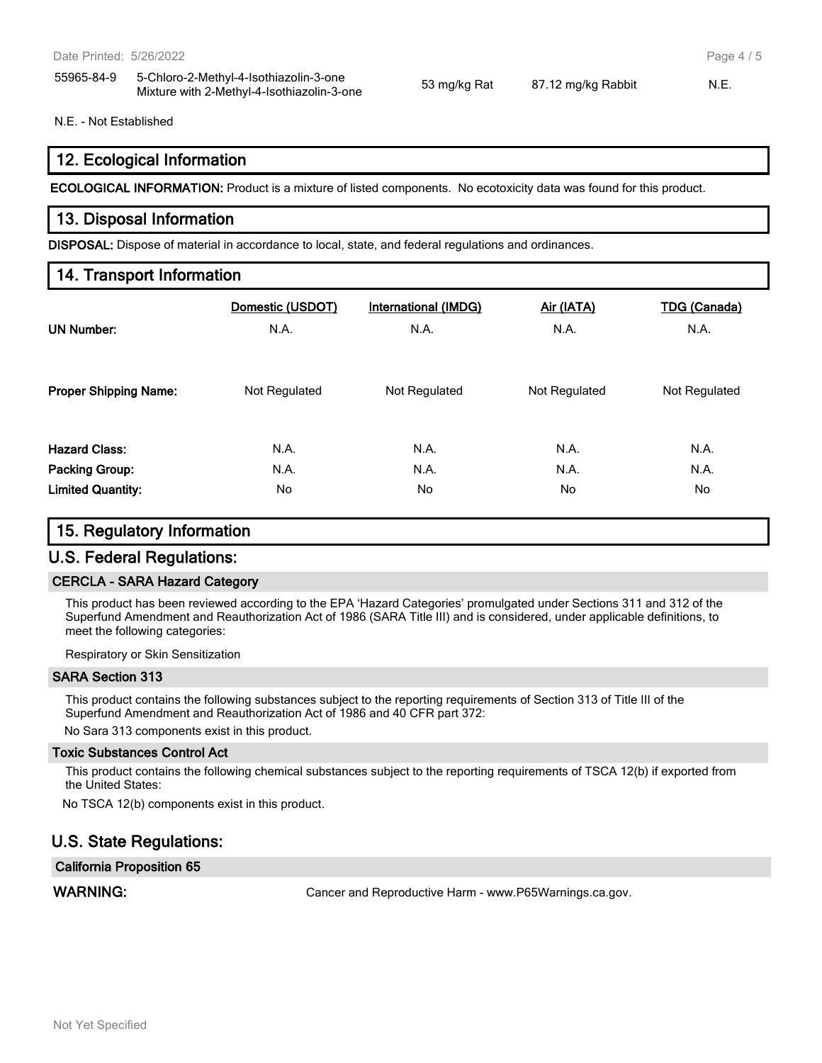| | | | | |
|---|---|---|---|---|
| 55965-84-9 | 5-Chloro-2-Methyl-4-Isothiazolin-3-one Mixture with 2-Methyl-4-Isothiazolin-3-one | 53 mg/kg Rat | 87.12 mg/kg Rabbit | N.E. |

N.E. - Not Established

## 12. Ecological Information

**ECOLOGICAL INFORMATION:** Product is a mixture of listed components. No ecotoxicity data was found for this product.

## 13. Disposal Information

**DISPOSAL:** Dispose of material in accordance to local, state, and federal regulations and ordinances.

## 14. Transport Information

| | Domestic (USDOT) | International (IMDG) | Air (IATA) | TDG (Canada) |
|---|---|---|---|---|
| **UN Number:** | N.A. | N.A. | N.A. | N.A. |
| **Proper Shipping Name:** | Not Regulated | Not Regulated | Not Regulated | Not Regulated |
| **Hazard Class:** | N.A. | N.A. | N.A. | N.A. |
| **Packing Group:** | N.A. | N.A. | N.A. | N.A. |
| **Limited Quantity:** | No | No | No | No |

## 15. Regulatory Information

## U.S. Federal Regulations:

### CERCLA - SARA Hazard Category

This product has been reviewed according to the EPA 'Hazard Categories' promulgated under Sections 311 and 312 of the Superfund Amendment and Reauthorization Act of 1986 (SARA Title III) and is considered, under applicable definitions, to meet the following categories:

Respiratory or Skin Sensitization

### SARA Section 313

This product contains the following substances subject to the reporting requirements of Section 313 of Title III of the Superfund Amendment and Reauthorization Act of 1986 and 40 CFR part 372:

No Sara 313 components exist in this product.

### Toxic Substances Control Act

This product contains the following chemical substances subject to the reporting requirements of TSCA 12(b) if exported from the United States:

No TSCA 12(b) components exist in this product.

## U.S. State Regulations:

### California Proposition 65

**WARNING:** Cancer and Reproductive Harm - www.P65Warnings.ca.gov.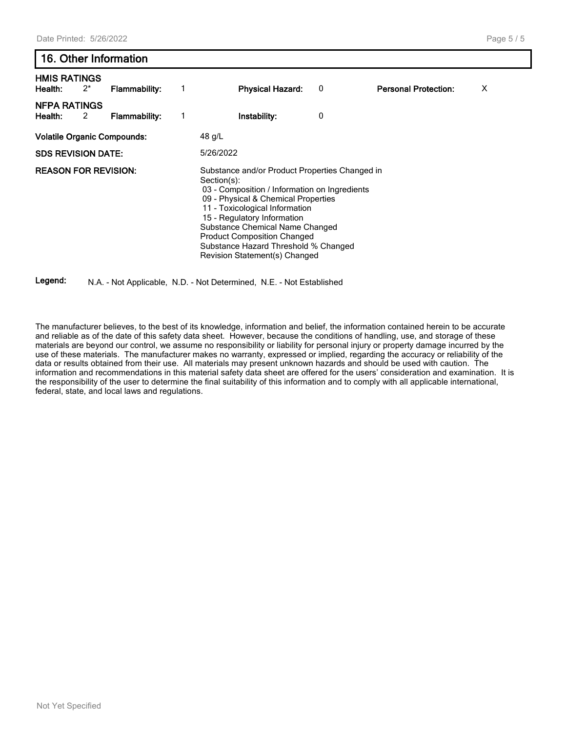## 16. Other Information

**HMIS RATINGS**

| | | | | | | | |
|---|---|---|---|---|---|---|---|
| **Health:** | 2* | **Flammability:** | 1 | **Physical Hazard:** | 0 | **Personal Protection:** | X |

**NFPA RATINGS**

| | | | | | |
|---|---|---|---|---|---|
| **Health:** | 2 | **Flammability:** | 1 | **Instability:** | 0 |

**Volatile Organic Compounds:** 48 g/L

**SDS REVISION DATE:** 5/26/2022

**REASON FOR REVISION:** Substance and/or Product Properties Changed in Section(s):
- 03 - Composition / Information on Ingredients
- 09 - Physical & Chemical Properties
- 11 - Toxicological Information
- 15 - Regulatory Information

Substance Chemical Name Changed
Product Composition Changed
Substance Hazard Threshold % Changed
Revision Statement(s) Changed

**Legend:** N.A. - Not Applicable, N.D. - Not Determined, N.E. - Not Established

The manufacturer believes, to the best of its knowledge, information and belief, the information contained herein to be accurate and reliable as of the date of this safety data sheet. However, because the conditions of handling, use, and storage of these materials are beyond our control, we assume no responsibility or liability for personal injury or property damage incurred by the use of these materials. The manufacturer makes no warranty, expressed or implied, regarding the accuracy or reliability of the data or results obtained from their use. All materials may present unknown hazards and should be used with caution. The information and recommendations in this material safety data sheet are offered for the users' consideration and examination. It is the responsibility of the user to determine the final suitability of this information and to comply with all applicable international, federal, state, and local laws and regulations.

Not Yet Specified